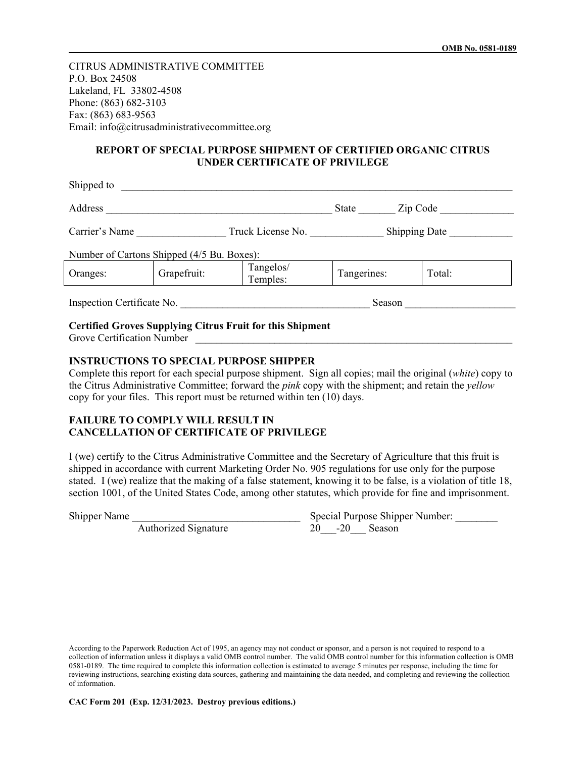OMB No. 0581-0189

CITRUS ADMINISTRATIVE COMMITTEE
P.O. Box 24508
Lakeland, FL 33802-4508
Phone: (863) 682-3103
Fax: (863) 683-9563
Email: info@citrusadministrativecommittee.org

**REPORT OF SPECIAL PURPOSE SHIPMENT OF CERTIFIED ORGANIC CITRUS UNDER CERTIFICATE OF PRIVILEGE**

Shipped to ____________________________________________________________________________

Address ___________________________________________ State _______ Zip Code ______________

Carrier's Name _________________ Truck License No. ______________ Shipping Date ____________

Number of Cartons Shipped (4/5 Bu. Boxes):

| Oranges: | Grapefruit: | Tangelos/ Temples: | Tangerines: | Total: |
|---|---|---|---|---|

Inspection Certificate No. ___________________________________ Season ____________________

**Certified Groves Supplying Citrus Fruit for this Shipment**
Grove Certification Number ______________________________________________________________

**INSTRUCTIONS TO SPECIAL PURPOSE SHIPPER**
Complete this report for each special purpose shipment. Sign all copies; mail the original (*white*) copy to the Citrus Administrative Committee; forward the *pink* copy with the shipment; and retain the *yellow* copy for your files. This report must be returned within ten (10) days.

**FAILURE TO COMPLY WILL RESULT IN CANCELLATION OF CERTIFICATE OF PRIVILEGE**

I (we) certify to the Citrus Administrative Committee and the Secretary of Agriculture that this fruit is shipped in accordance with current Marketing Order No. 905 regulations for use only for the purpose stated. I (we) realize that the making of a false statement, knowing it to be false, is a violation of title 18, section 1001, of the United States Code, among other statutes, which provide for fine and imprisonment.

Shipper Name ________________________________ Special Purpose Shipper Number: ________
Authorized Signature 20___-20___ Season

According to the Paperwork Reduction Act of 1995, an agency may not conduct or sponsor, and a person is not required to respond to a collection of information unless it displays a valid OMB control number. The valid OMB control number for this information collection is OMB 0581-0189. The time required to complete this information collection is estimated to average 5 minutes per response, including the time for reviewing instructions, searching existing data sources, gathering and maintaining the data needed, and completing and reviewing the collection of information.

**CAC Form 201 (Exp. 12/31/2023. Destroy previous editions.)**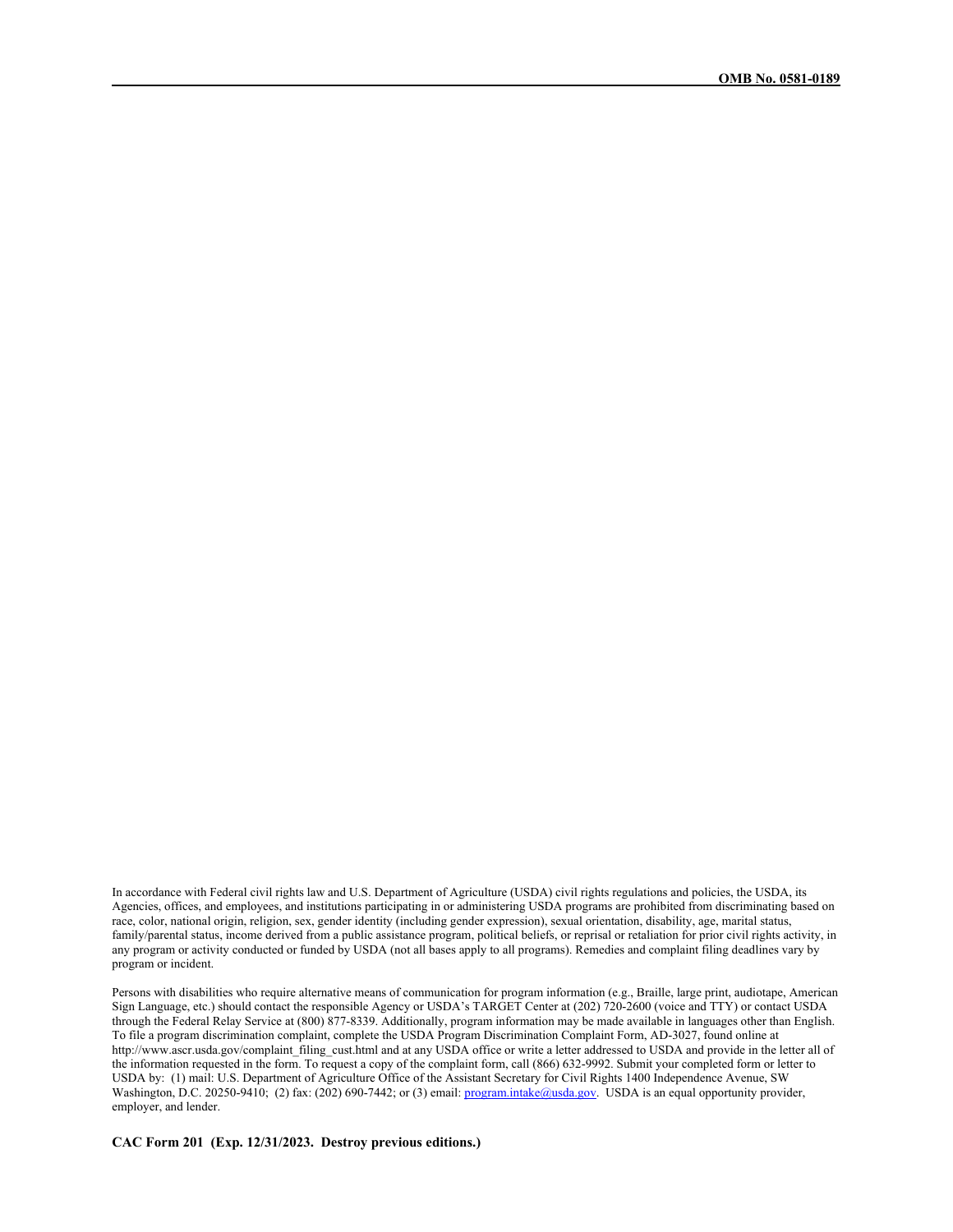In accordance with Federal civil rights law and U.S. Department of Agriculture (USDA) civil rights regulations and policies, the USDA, its Agencies, offices, and employees, and institutions participating in or administering USDA programs are prohibited from discriminating based on race, color, national origin, religion, sex, gender identity (including gender expression), sexual orientation, disability, age, marital status, family/parental status, income derived from a public assistance program, political beliefs, or reprisal or retaliation for prior civil rights activity, in any program or activity conducted or funded by USDA (not all bases apply to all programs). Remedies and complaint filing deadlines vary by program or incident.

Persons with disabilities who require alternative means of communication for program information (e.g., Braille, large print, audiotape, American Sign Language, etc.) should contact the responsible Agency or USDA's TARGET Center at (202) 720-2600 (voice and TTY) or contact USDA through the Federal Relay Service at (800) 877-8339. Additionally, program information may be made available in languages other than English. To file a program discrimination complaint, complete the USDA Program Discrimination Complaint Form, AD-3027, found online at http://www.ascr.usda.gov/complaint_filing_cust.html and at any USDA office or write a letter addressed to USDA and provide in the letter all of the information requested in the form. To request a copy of the complaint form, call (866) 632-9992. Submit your completed form or letter to USDA by: (1) mail: U.S. Department of Agriculture Office of the Assistant Secretary for Civil Rights 1400 Independence Avenue, SW Washington, D.C. 20250-9410; (2) fax: (202) 690-7442; or (3) email: program.intake@usda.gov. USDA is an equal opportunity provider, employer, and lender.

**CAC Form 201 (Exp. 12/31/2023. Destroy previous editions.)**